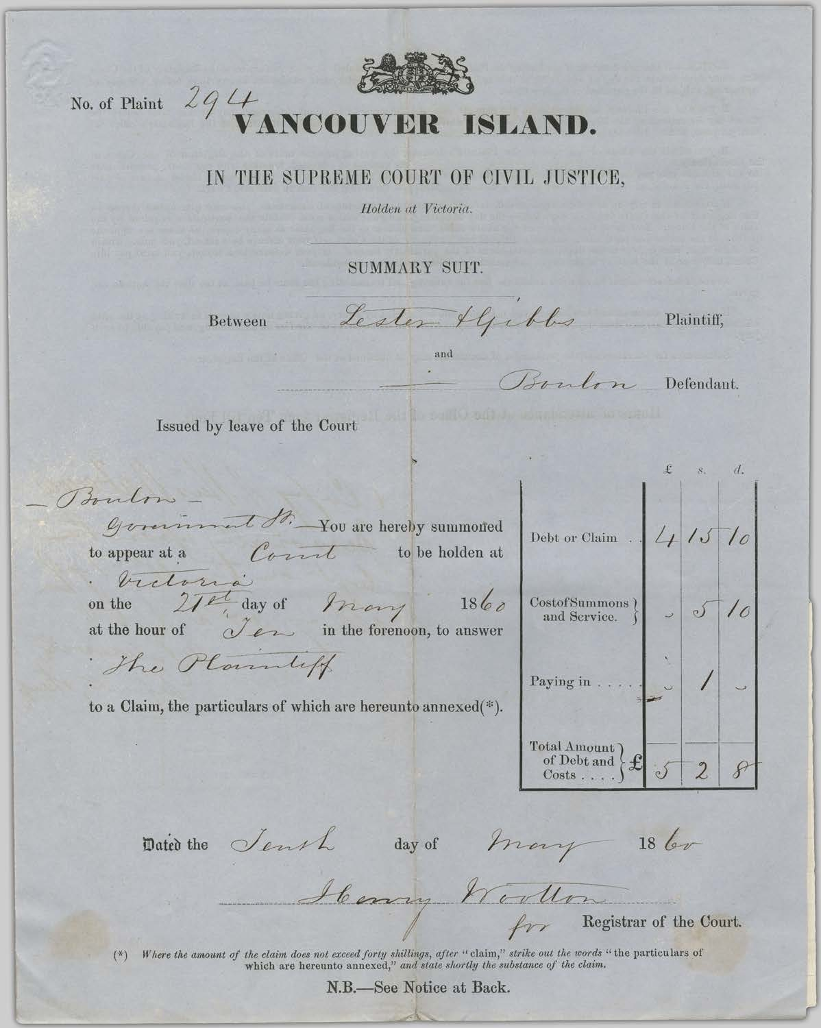No. of Plaint 294

# VANCOUVER ISLAND.

## IN THE SUPREME COURT OF CIVIL JUSTICE,

*Holden at Victoria.*

SUMMARY SUIT.

Between Lester & Gibbs Plaintiff,

and

— Boulon Defendant.

Issued by leave of the Court

— Boulon —
Government St. You are hereby summoned to appear at a Court to be holden at Victoria on the 21st day of May 1860 at the hour of Ten in the forenoon, to answer The Plaintiff to a Claim, the particulars of which are hereunto annexed(*).

| | £ | s. | d. |
|---|---|---|---|
| Debt or Claim . . | 4 | 15 | 10 |
| Cost of Summons and Service. | – | 5 | 10 |
| Paying in . . . . | – | 1 | – |
| Total Amount of Debt and Costs . . . £ | 5 | 2 | 8 |

Dated the Tenth day of May 1860

Henry Wootton
for Registrar of the Court.

(*) *Where the amount of the claim does not exceed forty shillings, after "claim," strike out the words "the particulars of which are hereunto annexed," and state shortly the substance of the claim.*

N.B.—See Notice at Back.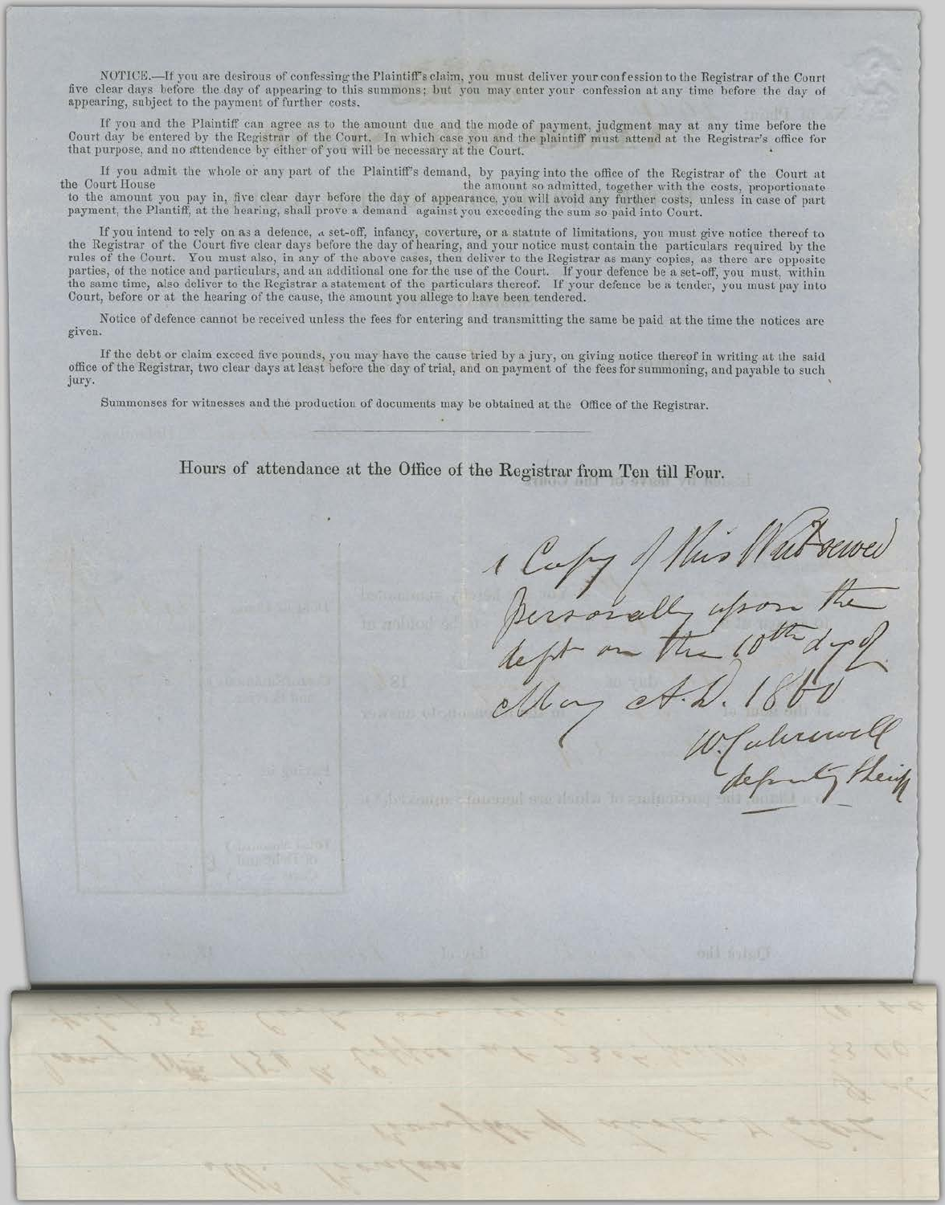NOTICE.—If you are desirous of confessing the Plaintiff's claim, you must deliver your confession to the Registrar of the Court five clear days before the day of appearing to this summons; but you may enter your confession at any time before the day of appearing, subject to the payment of further costs.

If you and the Plaintiff can agree as to the amount due and the mode of payment, judgment may at any time before the Court day be entered by the Registrar of the Court. In which case you and the plaintiff must attend at the Registrar's office for that purpose, and no attendence by either of you will be necessary at the Court.

If you admit the whole or any part of the Plaintiff's demand, by paying into the office of the Registrar of the Court at the Court House the amount so admitted, together with the costs, proportionate to the amount you pay in, five clear dayr before the day of appearance, you will avoid any further costs, unless in case of part payment, the Plantiff, at the hearing, shall prove a demand against you exceeding the sum so paid into Court.

If you intend to rely on as a defence, a set-off, infancy, coverture, or a statute of limitations, you must give notice thereof to the Registrar of the Court five clear days before the day of hearing, and your notice must contain the particulars required by the rules of the Court. You must also, in any of the above cases, then deliver to the Registrar as many copies, as there are opposite parties, of the notice and particulars, and an additional one for the use of the Court. If your defence be a set-off, you must, within the same time, also deliver to the Registrar a statement of the particulars thereof. If your defence be a tender, you must pay into Court, before or at the hearing of the cause, the amount you allege to have been tendered.

Notice of defence cannot be received unless the fees for entering and transmitting the same be paid at the time the notices are given.

If the debt or claim exceed five pounds, you may have the cause tried by a jury, on giving notice thereof in writing at the said office of the Registrar, two clear days at least before the day of trial, and on payment of the fees for summoning, and payable to such jury.

Summonses for witnesses and the production of documents may be obtained at the Office of the Registrar.

---

**Hours of attendance at the Office of the Registrar from Ten till Four.**

1 Copy of this Writ served personally upon the deft on the 10th day of May A.D. 1860

W. Caldwell
deputy Sheriff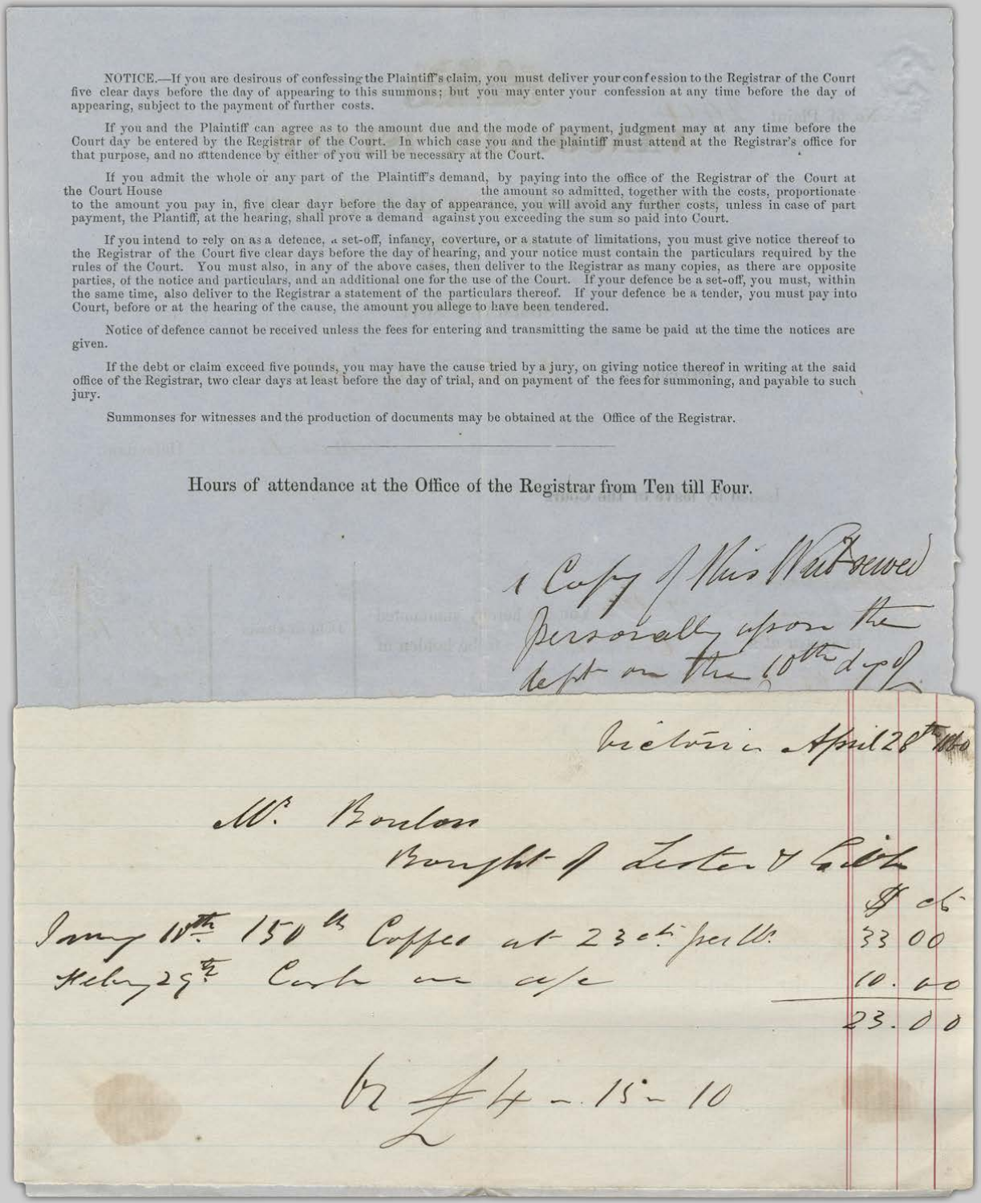NOTICE.—If you are desirous of confessing the Plaintiff's claim, you must deliver your confession to the Registrar of the Court five clear days before the day of appearing to this summons; but you may enter your confession at any time before the day of appearing, subject to the payment of further costs.

If you and the Plaintiff can agree as to the amount due and the mode of payment, judgment may at any time before the Court day be entered by the Registrar of the Court. In which case you and the plaintiff must attend at the Registrar's office for that purpose, and no attendence by either of you will be necessary at the Court.

If you admit the whole or any part of the Plaintiff's demand, by paying into the office of the Registrar of the Court at the Court House the amount so admitted, together with the costs, proportionate to the amount you pay in, five clear dayr before the day of appearance, you will avoid any further costs, unless in case of part payment, the Plantiff, at the hearing, shall prove a demand against you exceeding the sum so paid into Court.

If you intend to rely on as a defence, a set-off, infancy, coverture, or a statute of limitations, you must give notice thereof to the Registrar of the Court five clear days before the day of hearing, and your notice must contain the particulars required by the rules of the Court. You must also, in any of the above cases, then deliver to the Registrar as many copies, as there are opposite parties, of the notice and particulars, and an additional one for the use of the Court. If your defence be a set-off, you must, within the same time, also deliver to the Registrar a statement of the particulars thereof. If your defence be a tender, you must pay into Court, before or at the hearing of the cause, the amount you allege to have been tendered.

Notice of defence cannot be received unless the fees for entering and transmitting the same be paid at the time the notices are given.

If the debt or claim exceed five pounds, you may have the cause tried by a jury, on giving notice thereof in writing at the said office of the Registrar, two clear days at least before the day of trial, and on payment of the fees for summoning, and payable to such jury.

Summonses for witnesses and the production of documents may be obtained at the Office of the Registrar.

---

Hours of attendance at the Office of the Registrar from Ten till Four.

1 Copy of this Writ served personally upon the deft on the 10th day of

Victoria April 28th 1860

Mr Boulon

Bought of Lester & Gibbs

| | | $ cts |
|---|---|---|
| Jany 18th | 150 lb Coffee at 23 cts per lb | 33.00 |
| Feby 29th | Cash on a/c | 10.00 |
| | | 23.00 |

Or £4 - 15 - 10